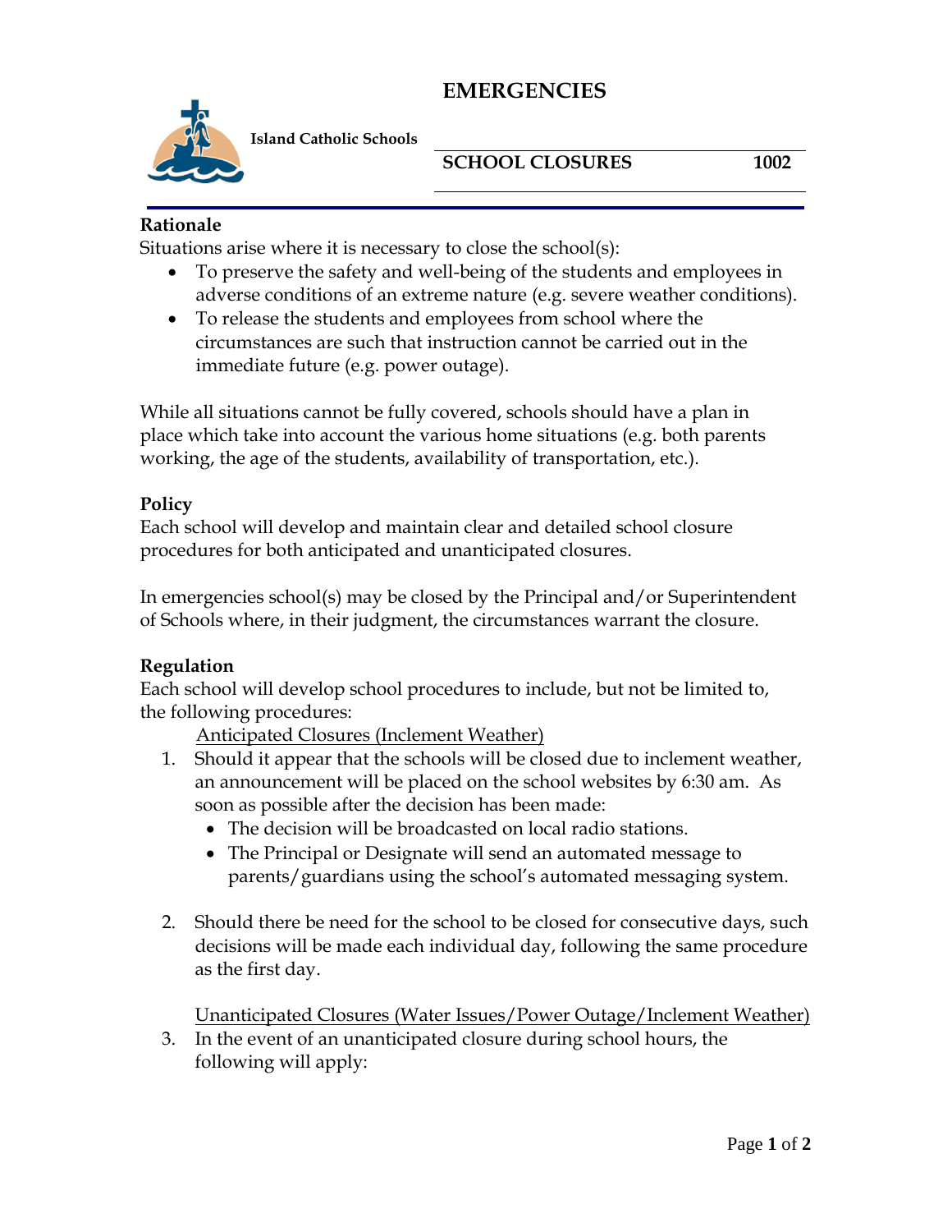# EMERGENCIES

**Island Catholic Schools**

**SCHOOL CLOSURES** **1002**

**Rationale**

Situations arise where it is necessary to close the school(s):

- To preserve the safety and well-being of the students and employees in adverse conditions of an extreme nature (e.g. severe weather conditions).
- To release the students and employees from school where the circumstances are such that instruction cannot be carried out in the immediate future (e.g. power outage).

While all situations cannot be fully covered, schools should have a plan in place which take into account the various home situations (e.g. both parents working, the age of the students, availability of transportation, etc.).

**Policy**

Each school will develop and maintain clear and detailed school closure procedures for both anticipated and unanticipated closures.

In emergencies school(s) may be closed by the Principal and/or Superintendent of Schools where, in their judgment, the circumstances warrant the closure.

**Regulation**

Each school will develop school procedures to include, but not be limited to, the following procedures:

<u>Anticipated Closures (Inclement Weather)</u>

1. Should it appear that the schools will be closed due to inclement weather, an announcement will be placed on the school websites by 6:30 am. As soon as possible after the decision has been made:
   - The decision will be broadcasted on local radio stations.
   - The Principal or Designate will send an automated message to parents/guardians using the school's automated messaging system.

2. Should there be need for the school to be closed for consecutive days, such decisions will be made each individual day, following the same procedure as the first day.

<u>Unanticipated Closures (Water Issues/Power Outage/Inclement Weather)</u>

3. In the event of an unanticipated closure during school hours, the following will apply: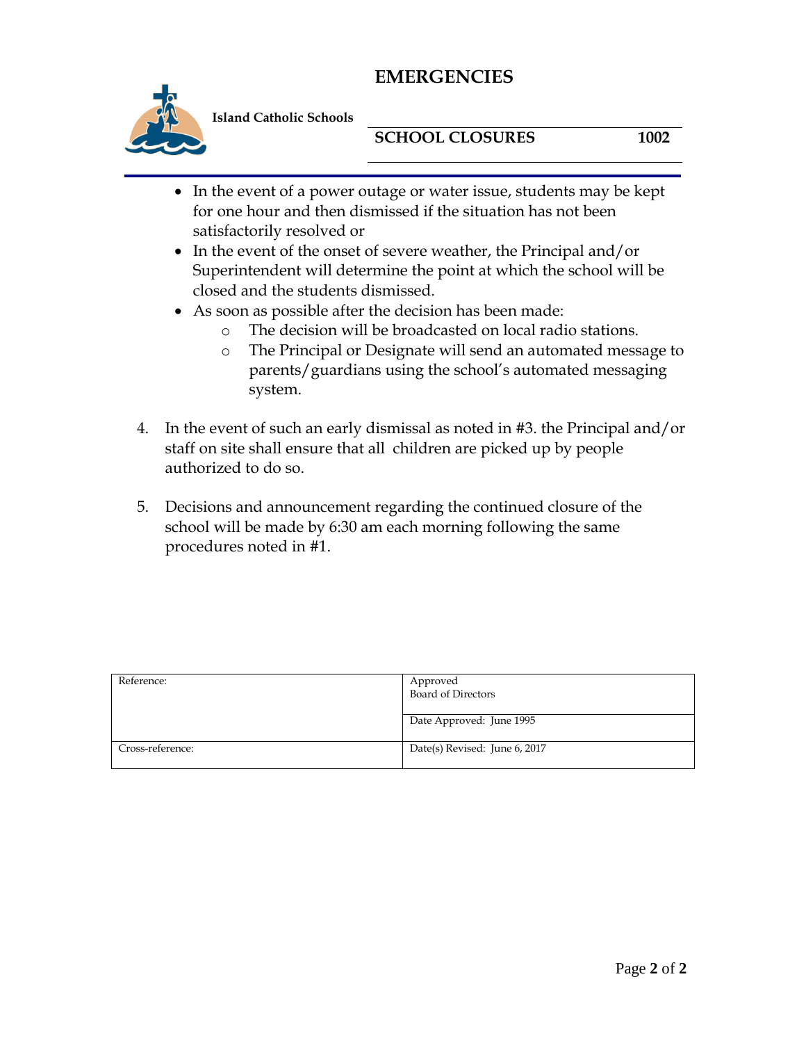# EMERGENCIES

**Island Catholic Schools**

**SCHOOL CLOSURES** **1002**

- In the event of a power outage or water issue, students may be kept for one hour and then dismissed if the situation has not been satisfactorily resolved or
- In the event of the onset of severe weather, the Principal and/or Superintendent will determine the point at which the school will be closed and the students dismissed.
- As soon as possible after the decision has been made:
  - The decision will be broadcasted on local radio stations.
  - The Principal or Designate will send an automated message to parents/guardians using the school's automated messaging system.

4. In the event of such an early dismissal as noted in #3. the Principal and/or staff on site shall ensure that all children are picked up by people authorized to do so.

5. Decisions and announcement regarding the continued closure of the school will be made by 6:30 am each morning following the same procedures noted in #1.

| | |
|---|---|
| Reference: | Approved<br>Board of Directors |
| | Date Approved: June 1995 |
| Cross-reference: | Date(s) Revised: June 6, 2017 |